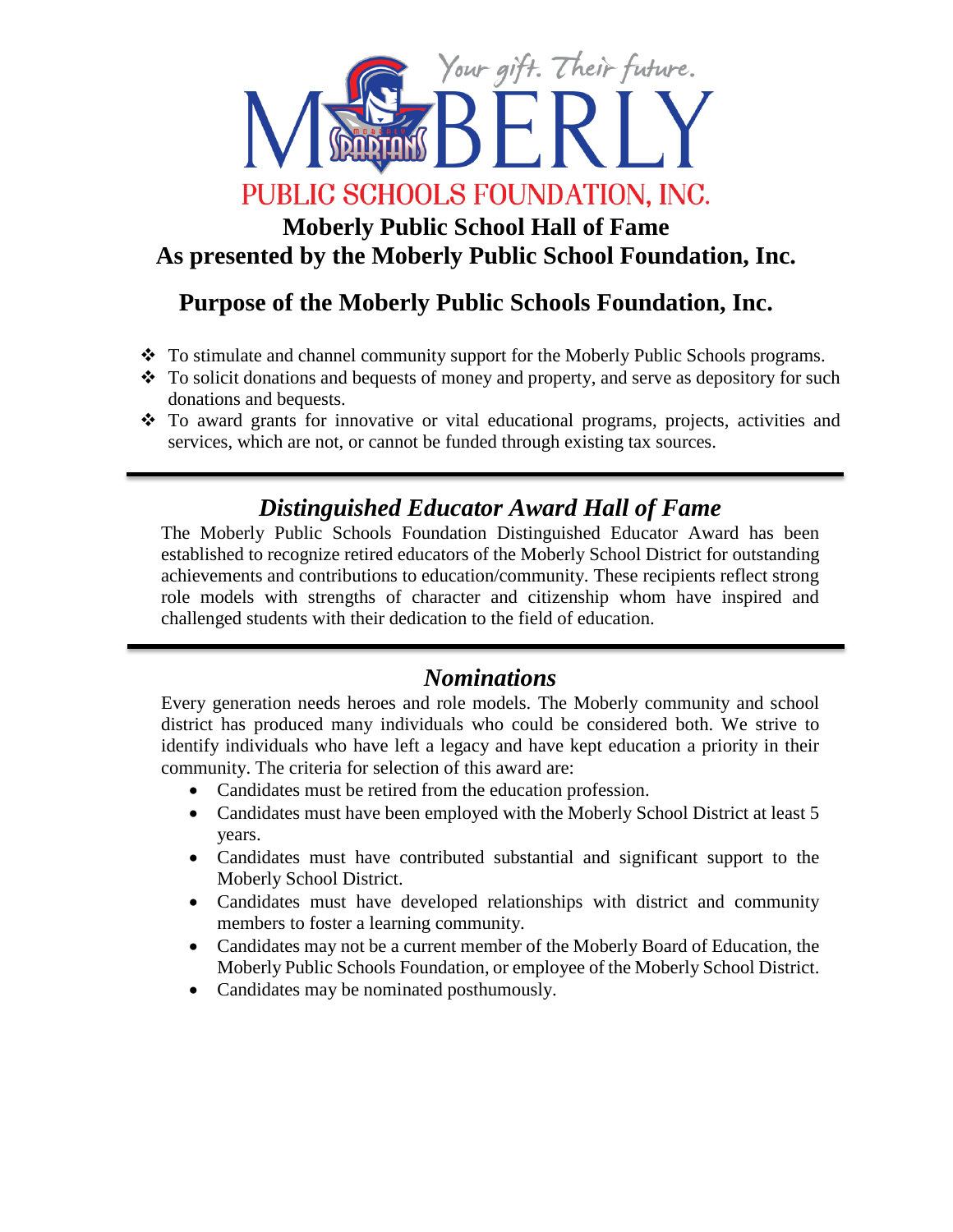# Moberly Public School Hall of Fame
## As presented by the Moberly Public School Foundation, Inc.

## Purpose of the Moberly Public Schools Foundation, Inc.

- To stimulate and channel community support for the Moberly Public Schools programs.
- To solicit donations and bequests of money and property, and serve as depository for such donations and bequests.
- To award grants for innovative or vital educational programs, projects, activities and services, which are not, or cannot be funded through existing tax sources.

---

## *Distinguished Educator Award Hall of Fame*

The Moberly Public Schools Foundation Distinguished Educator Award has been established to recognize retired educators of the Moberly School District for outstanding achievements and contributions to education/community. These recipients reflect strong role models with strengths of character and citizenship whom have inspired and challenged students with their dedication to the field of education.

---

## *Nominations*

Every generation needs heroes and role models. The Moberly community and school district has produced many individuals who could be considered both. We strive to identify individuals who have left a legacy and have kept education a priority in their community. The criteria for selection of this award are:

- Candidates must be retired from the education profession.
- Candidates must have been employed with the Moberly School District at least 5 years.
- Candidates must have contributed substantial and significant support to the Moberly School District.
- Candidates must have developed relationships with district and community members to foster a learning community.
- Candidates may not be a current member of the Moberly Board of Education, the Moberly Public Schools Foundation, or employee of the Moberly School District.
- Candidates may be nominated posthumously.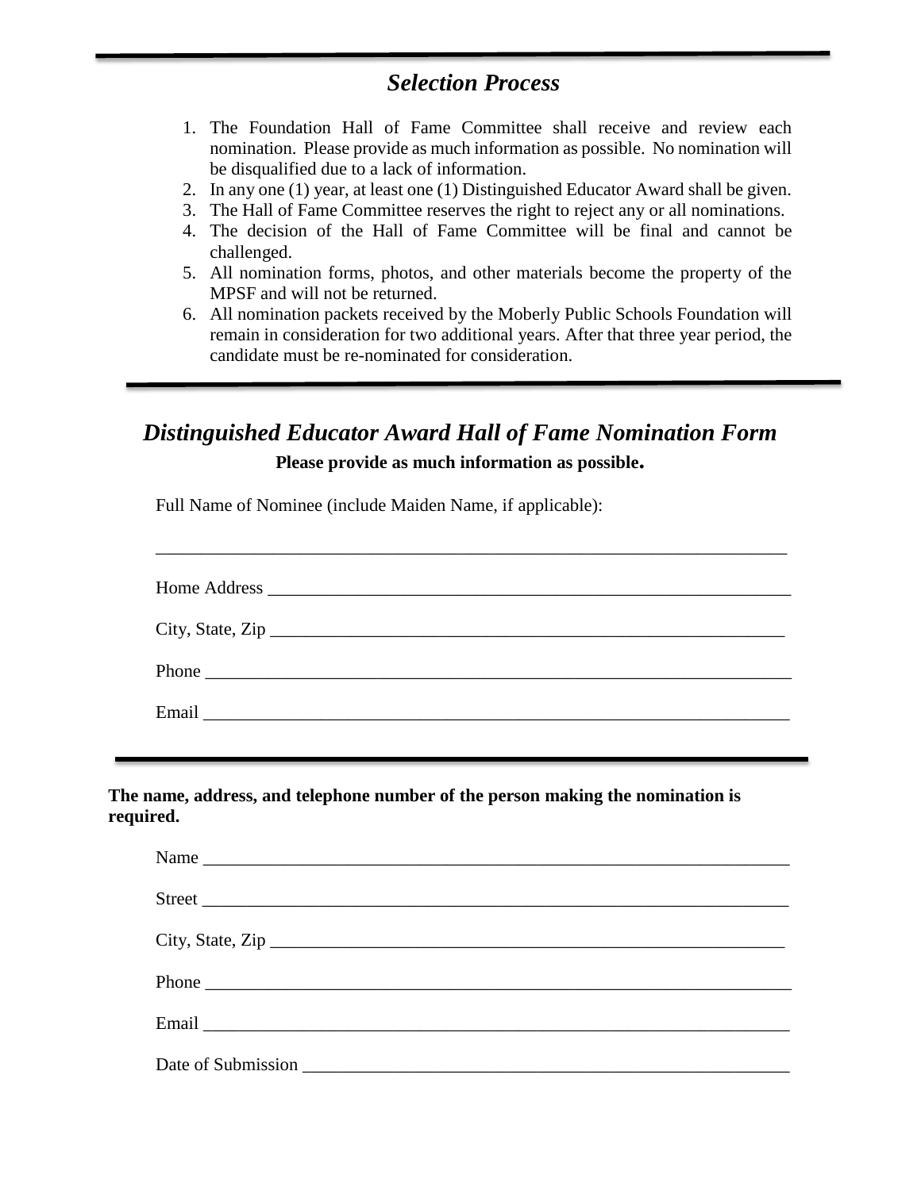## *Selection Process*

1. The Foundation Hall of Fame Committee shall receive and review each nomination. Please provide as much information as possible. No nomination will be disqualified due to a lack of information.
2. In any one (1) year, at least one (1) Distinguished Educator Award shall be given.
3. The Hall of Fame Committee reserves the right to reject any or all nominations.
4. The decision of the Hall of Fame Committee will be final and cannot be challenged.
5. All nomination forms, photos, and other materials become the property of the MPSF and will not be returned.
6. All nomination packets received by the Moberly Public Schools Foundation will remain in consideration for two additional years. After that three year period, the candidate must be re-nominated for consideration.

---

## *Distinguished Educator Award Hall of Fame Nomination Form*

**Please provide as much information as possible.**

Full Name of Nominee (include Maiden Name, if applicable):

________________________________________________________________________

Home Address ____________________________________________________________

City, State, Zip ___________________________________________________________

Phone _________________________________________________________________

Email _________________________________________________________________

---

**The name, address, and telephone number of the person making the nomination is required.**

Name _________________________________________________________________

Street _________________________________________________________________

City, State, Zip ___________________________________________________________

Phone _________________________________________________________________

Email _________________________________________________________________

Date of Submission ______________________________________________________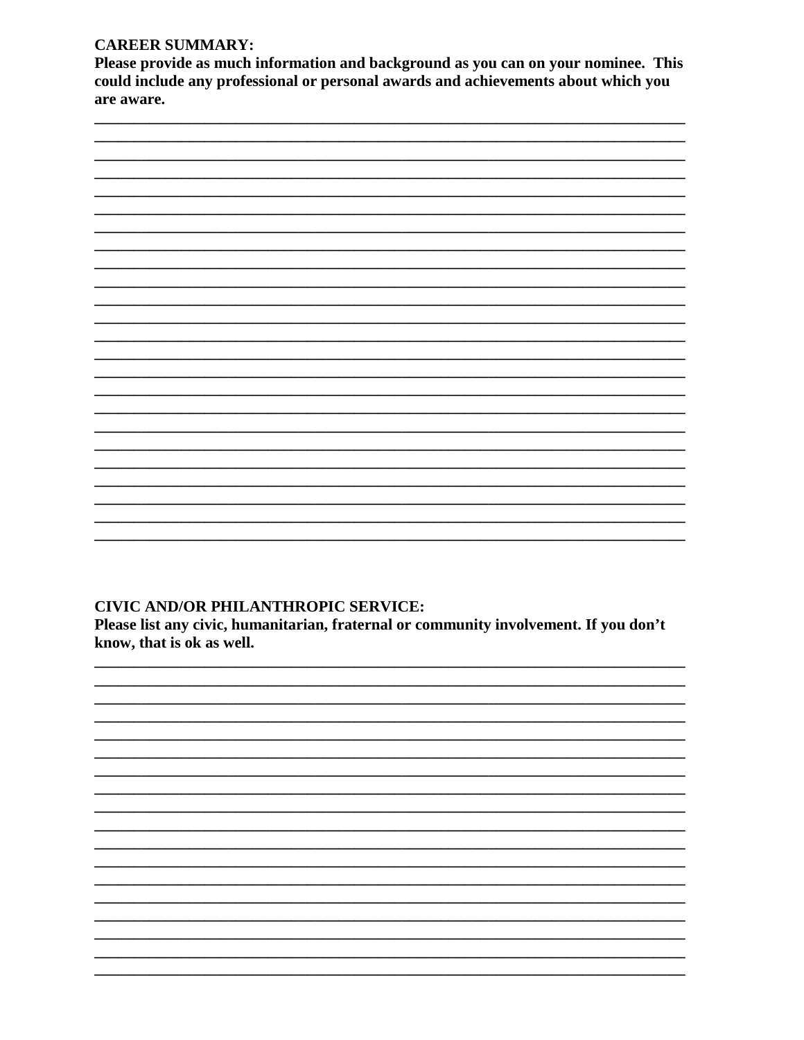**CAREER SUMMARY:**
**Please provide as much information and background as you can on your nominee. This could include any professional or personal awards and achievements about which you are aware.**

________________________________________________________________________
________________________________________________________________________
________________________________________________________________________
________________________________________________________________________
________________________________________________________________________
________________________________________________________________________
________________________________________________________________________
________________________________________________________________________
________________________________________________________________________
________________________________________________________________________
________________________________________________________________________
________________________________________________________________________
________________________________________________________________________
________________________________________________________________________
________________________________________________________________________
________________________________________________________________________
________________________________________________________________________
________________________________________________________________________
________________________________________________________________________
________________________________________________________________________
________________________________________________________________________
________________________________________________________________________
________________________________________________________________________
________________________________________________________________________

**CIVIC AND/OR PHILANTHROPIC SERVICE:**
**Please list any civic, humanitarian, fraternal or community involvement. If you don't know, that is ok as well.**

________________________________________________________________________
________________________________________________________________________
________________________________________________________________________
________________________________________________________________________
________________________________________________________________________
________________________________________________________________________
________________________________________________________________________
________________________________________________________________________
________________________________________________________________________
________________________________________________________________________
________________________________________________________________________
________________________________________________________________________
________________________________________________________________________
________________________________________________________________________
________________________________________________________________________
________________________________________________________________________
________________________________________________________________________
________________________________________________________________________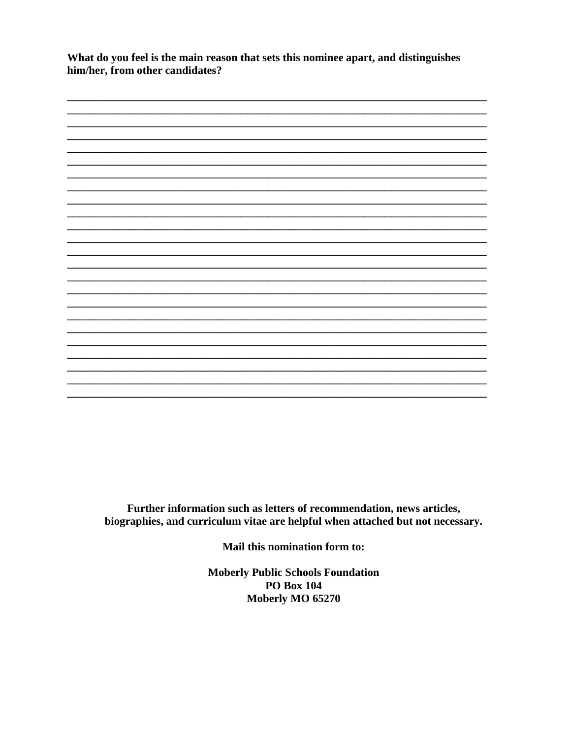**What do you feel is the main reason that sets this nominee apart, and distinguishes him/her, from other candidates?**

______________________________________________________________________________
______________________________________________________________________________
______________________________________________________________________________
______________________________________________________________________________
______________________________________________________________________________
______________________________________________________________________________
______________________________________________________________________________
______________________________________________________________________________
______________________________________________________________________________
______________________________________________________________________________
______________________________________________________________________________
______________________________________________________________________________
______________________________________________________________________________
______________________________________________________________________________
______________________________________________________________________________
______________________________________________________________________________
______________________________________________________________________________
______________________________________________________________________________
______________________________________________________________________________
______________________________________________________________________________
______________________________________________________________________________
______________________________________________________________________________
______________________________________________________________________________
______________________________________________________________________________

**Further information such as letters of recommendation, news articles, biographies, and curriculum vitae are helpful when attached but not necessary.**

**Mail this nomination form to:**

**Moberly Public Schools Foundation**
**PO Box 104**
**Moberly MO 65270**